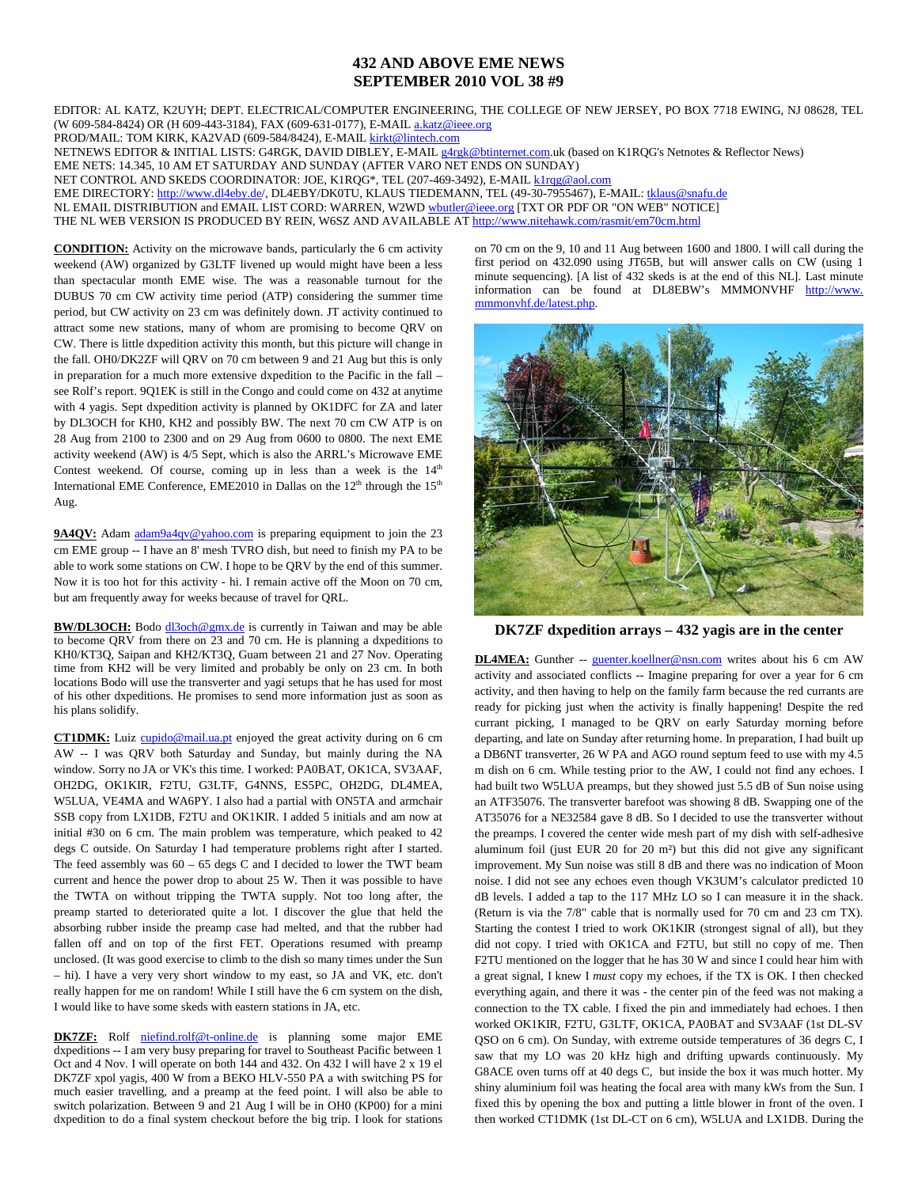# 432 AND ABOVE EME NEWS
# SEPTEMBER 2010 VOL 38 #9

EDITOR: AL KATZ, K2UYH; DEPT. ELECTRICAL/COMPUTER ENGINEERING, THE COLLEGE OF NEW JERSEY, PO BOX 7718 EWING, NJ 08628, TEL (W 609-584-8424) OR (H 609-443-3184), FAX (609-631-0177), E-MAIL a.katz@ieee.org
PROD/MAIL: TOM KIRK, KA2VAD (609-584/8424), E-MAIL kirkt@lintech.com
NETNEWS EDITOR & INITIAL LISTS: G4RGK, DAVID DIBLEY, E-MAIL g4rgk@btinternet.com.uk (based on K1RQG's Netnotes & Reflector News)
EME NETS: 14.345, 10 AM ET SATURDAY AND SUNDAY (AFTER VARO NET ENDS ON SUNDAY)
NET CONTROL AND SKEDS COORDINATOR: JOE, K1RQG*, TEL (207-469-3492), E-MAIL k1rqg@aol.com
EME DIRECTORY: http://www.dl4eby.de/, DL4EBY/DK0TU, KLAUS TIEDEMANN, TEL (49-30-7955467), E-MAIL: tklaus@snafu.de
NL EMAIL DISTRIBUTION and EMAIL LIST CORD: WARREN, W2WD wbutler@ieee.org [TXT OR PDF OR "ON WEB" NOTICE]
THE NL WEB VERSION IS PRODUCED BY REIN, W6SZ AND AVAILABLE AT http://www.nitehawk.com/rasmit/em70cm.html

**CONDITION:** Activity on the microwave bands, particularly the 6 cm activity weekend (AW) organized by G3LTF livened up would might have been a less than spectacular month EME wise. The was a reasonable turnout for the DUBUS 70 cm CW activity time period (ATP) considering the summer time period, but CW activity on 23 cm was definitely down. JT activity continued to attract some new stations, many of whom are promising to become QRV on CW. There is little dxpedition activity this month, but this picture will change in the fall. OH0/DK2ZF will QRV on 70 cm between 9 and 21 Aug but this is only in preparation for a much more extensive dxpedition to the Pacific in the fall – see Rolf's report. 9Q1EK is still in the Congo and could come on 432 at anytime with 4 yagis. Sept dxpedition activity is planned by OK1DFC for ZA and later by DL3OCH for KH0, KH2 and possibly BW. The next 70 cm CW ATP is on 28 Aug from 2100 to 2300 and on 29 Aug from 0600 to 0800. The next EME activity weekend (AW) is 4/5 Sept, which is also the ARRL's Microwave EME Contest weekend. Of course, coming up in less than a week is the 14th International EME Conference, EME2010 in Dallas on the 12th through the 15th Aug.

**9A4QV:** Adam adam9a4qv@yahoo.com is preparing equipment to join the 23 cm EME group -- I have an 8' mesh TVRO dish, but need to finish my PA to be able to work some stations on CW. I hope to be QRV by the end of this summer. Now it is too hot for this activity - hi. I remain active off the Moon on 70 cm, but am frequently away for weeks because of travel for QRL.

**BW/DL3OCH:** Bodo dl3och@gmx.de is currently in Taiwan and may be able to become QRV from there on 23 and 70 cm. He is planning a dxpeditions to KH0/KT3Q, Saipan and KH2/KT3Q, Guam between 21 and 27 Nov. Operating time from KH2 will be very limited and probably be only on 23 cm. In both locations Bodo will use the transverter and yagi setups that he has used for most of his other dxpeditions. He promises to send more information just as soon as his plans solidify.

**CT1DMK:** Luiz cupido@mail.ua.pt enjoyed the great activity during on 6 cm AW -- I was QRV both Saturday and Sunday, but mainly during the NA window. Sorry no JA or VK's this time. I worked: PA0BAT, OK1CA, SV3AAF, OH2DG, OK1KIR, F2TU, G3LTF, G4NNS, ES5PC, OH2DG, DL4MEA, W5LUA, VE4MA and WA6PY. I also had a partial with ON5TA and armchair SSB copy from LX1DB, F2TU and OK1KIR. I added 5 initials and am now at initial #30 on 6 cm. The main problem was temperature, which peaked to 42 degs C outside. On Saturday I had temperature problems right after I started. The feed assembly was 60 – 65 degs C and I decided to lower the TWT beam current and hence the power drop to about 25 W. Then it was possible to have the TWTA on without tripping the TWTA supply. Not too long after, the preamp started to deteriorated quite a lot. I discover the glue that held the absorbing rubber inside the preamp case had melted, and that the rubber had fallen off and on top of the first FET. Operations resumed with preamp unclosed. (It was good exercise to climb to the dish so many times under the Sun – hi). I have a very very short window to my east, so JA and VK, etc. don't really happen for me on random! While I still have the 6 cm system on the dish, I would like to have some skeds with eastern stations in JA, etc.

**DK7ZF:** Rolf niefind.rolf@t-online.de is planning some major EME dxpeditions -- I am very busy preparing for travel to Southeast Pacific between 1 Oct and 4 Nov. I will operate on both 144 and 432. On 432 I will have 2 x 19 el DK7ZF xpol yagis, 400 W from a BEKO HLV-550 PA a with switching PS for much easier travelling, and a preamp at the feed point. I will also be able to switch polarization. Between 9 and 21 Aug I will be in OH0 (KP00) for a mini dxpedition to do a final system checkout before the big trip. I look for stations on 70 cm on the 9, 10 and 11 Aug between 1600 and 1800. I will call during the first period on 432.090 using JT65B, but will answer calls on CW (using 1 minute sequencing). [A list of 432 skeds is at the end of this NL]. Last minute information can be found at DL8EBW's MMMONVHF http://www.mmmonvhf.de/latest.php.

**DK7ZF dxpedition arrays – 432 yagis are in the center**

**DL4MEA:** Gunther -- guenter.koellner@nsn.com writes about his 6 cm AW activity and associated conflicts -- Imagine preparing for over a year for 6 cm activity, and then having to help on the family farm because the red currants are ready for picking just when the activity is finally happening! Despite the red currant picking, I managed to be QRV on early Saturday morning before departing, and late on Sunday after returning home. In preparation, I had built up a DB6NT transverter, 26 W PA and AGO round septum feed to use with my 4.5 m dish on 6 cm. While testing prior to the AW, I could not find any echoes. I had built two W5LUA preamps, but they showed just 5.5 dB of Sun noise using an ATF35076. The transverter barefoot was showing 8 dB. Swapping one of the AT35076 for a NE32584 gave 8 dB. So I decided to use the transverter without the preamps. I covered the center wide mesh part of my dish with self-adhesive aluminum foil (just EUR 20 for 20 m²) but this did not give any significant improvement. My Sun noise was still 8 dB and there was no indication of Moon noise. I did not see any echoes even though VK3UM's calculator predicted 10 dB levels. I added a tap to the 117 MHz LO so I can measure it in the shack. (Return is via the 7/8" cable that is normally used for 70 cm and 23 cm TX). Starting the contest I tried to work OK1KIR (strongest signal of all), but they did not copy. I tried with OK1CA and F2TU, but still no copy of me. Then F2TU mentioned on the logger that he has 30 W and since I could hear him with a great signal, I knew I *must* copy my echoes, if the TX is OK. I then checked everything again, and there it was - the center pin of the feed was not making a connection to the TX cable. I fixed the pin and immediately had echoes. I then worked OK1KIR, F2TU, G3LTF, OK1CA, PA0BAT and SV3AAF (1st DL-SV QSO on 6 cm). On Sunday, with extreme outside temperatures of 36 degrs C, I saw that my LO was 20 kHz high and drifting upwards continuously. My G8ACE oven turns off at 40 degs C, but inside the box it was much hotter. My shiny aluminium foil was heating the focal area with many kWs from the Sun. I fixed this by opening the box and putting a little blower in front of the oven. I then worked CT1DMK (1st DL-CT on 6 cm), W5LUA and LX1DB. During the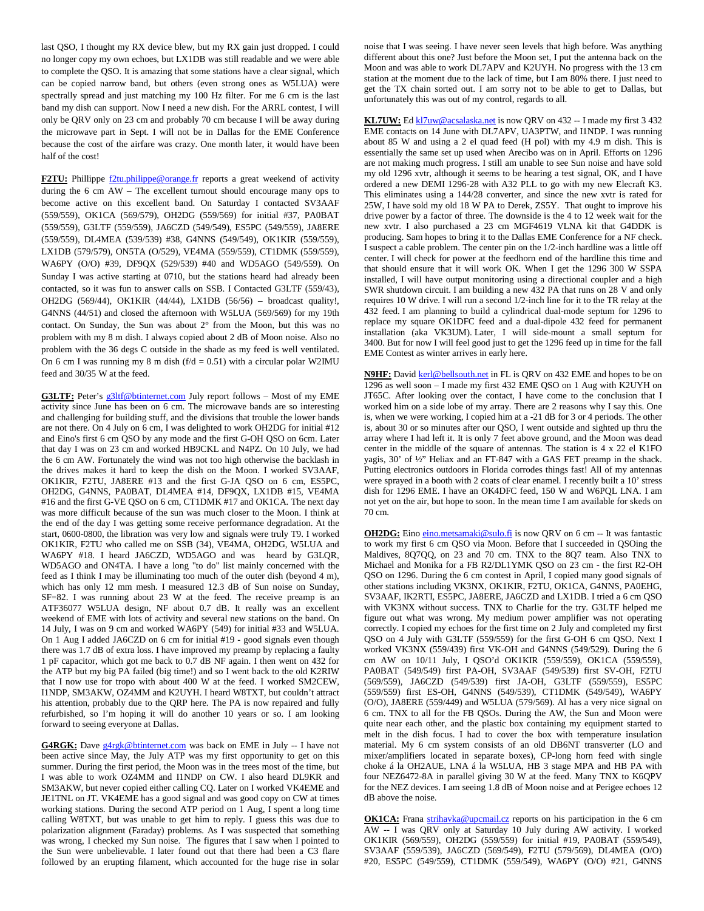last QSO, I thought my RX device blew, but my RX gain just dropped. I could no longer copy my own echoes, but LX1DB was still readable and we were able to complete the QSO. It is amazing that some stations have a clear signal, which can be copied narrow band, but others (even strong ones as W5LUA) were spectrally spread and just matching my 100 Hz filter. For me 6 cm is the last band my dish can support. Now I need a new dish. For the ARRL contest, I will only be QRV only on 23 cm and probably 70 cm because I will be away during the microwave part in Sept. I will not be in Dallas for the EME Conference because the cost of the airfare was crazy. One month later, it would have been half of the cost!

**F2TU:** Phillippe f2tu.philippe@orange.fr reports a great weekend of activity during the 6 cm AW – The excellent turnout should encourage many ops to become active on this excellent band. On Saturday I contacted SV3AAF (559/559), OK1CA (569/579), OH2DG (559/569) for initial #37, PA0BAT (559/559), G3LTF (559/559), JA6CZD (549/549), ES5PC (549/559), JA8ERE (559/559), DL4MEA (539/539) #38, G4NNS (549/549), OK1KIR (559/559), LX1DB (579/579), ON5TA (O/529), VE4MA (559/559), CT1DMK (559/559), WA6PY (O/O) #39, DF9QX (529/539) #40 and WD5AGO (549/559). On Sunday I was active starting at 0710, but the stations heard had already been contacted, so it was fun to answer calls on SSB. I Contacted G3LTF (559/43), OH2DG (569/44), OK1KIR (44/44), LX1DB (56/56) – broadcast quality!, G4NNS (44/51) and closed the afternoon with W5LUA (569/569) for my 19th contact. On Sunday, the Sun was about 2° from the Moon, but this was no problem with my 8 m dish. I always copied about 2 dB of Moon noise. Also no problem with the 36 degs C outside in the shade as my feed is well ventilated. On 6 cm I was running my 8 m dish (f/d = 0.51) with a circular polar W2IMU feed and 30/35 W at the feed.

**G3LTF:** Peter's g3ltf@btinternet.com July report follows – Most of my EME activity since June has been on 6 cm. The microwave bands are so interesting and challenging for building stuff, and the divisions that trouble the lower bands are not there. On 4 July on 6 cm, I was delighted to work OH2DG for initial #12 and Eino's first 6 cm QSO by any mode and the first G-OH QSO on 6cm. Later that day I was on 23 cm and worked HB9CKL and N4PZ. On 10 July, we had the 6 cm AW. Fortunately the wind was not too high otherwise the backlash in the drives makes it hard to keep the dish on the Moon. I worked SV3AAF, OK1KIR, F2TU, JA8ERE #13 and the first G-JA QSO on 6 cm, ES5PC, OH2DG, G4NNS, PA0BAT, DL4MEA #14, DF9QX, LX1DB #15, VE4MA #16 and the first G-VE QSO on 6 cm, CT1DMK #17 and OK1CA. The next day was more difficult because of the sun was much closer to the Moon. I think at the end of the day I was getting some receive performance degradation. At the start, 0600-0800, the libration was very low and signals were truly T9. I worked OK1KIR, F2TU who called me on SSB (34), VE4MA, OH2DG, W5LUA and WA6PY #18. I heard JA6CZD, WD5AGO and was heard by G3LQR, WD5AGO and ON4TA. I have a long "to do" list mainly concerned with the feed as I think I may be illuminating too much of the outer dish (beyond 4 m), which has only 12 mm mesh. I measured 12.3 dB of Sun noise on Sunday, SF=82. I was running about 23 W at the feed. The receive preamp is an ATF36077 W5LUA design, NF about 0.7 dB. It really was an excellent weekend of EME with lots of activity and several new stations on the band. On 14 July, I was on 9 cm and worked WA6PY (549) for initial #33 and W5LUA. On 1 Aug I added JA6CZD on 6 cm for initial #19 - good signals even though there was 1.7 dB of extra loss. I have improved my preamp by replacing a faulty 1 pF capacitor, which got me back to 0.7 dB NF again. I then went on 432 for the ATP but my big PA failed (big time!) and so I went back to the old K2RIW that I now use for tropo with about 400 W at the feed. I worked SM2CEW, I1NDP, SM3AKW, OZ4MM and K2UYH. I heard W8TXT, but couldn't attract his attention, probably due to the QRP here. The PA is now repaired and fully refurbished, so I'm hoping it will do another 10 years or so. I am looking forward to seeing everyone at Dallas.

**G4RGK:** Dave g4rgk@btinternet.com was back on EME in July -- I have not been active since May, the July ATP was my first opportunity to get on this summer. During the first period, the Moon was in the trees most of the time, but I was able to work OZ4MM and I1NDP on CW. I also heard DL9KR and SM3AKW, but never copied either calling CQ. Later on I worked VK4EME and JE1TNL on JT. VK4EME has a good signal and was good copy on CW at times working stations. During the second ATP period on 1 Aug, I spent a long time calling W8TXT, but was unable to get him to reply. I guess this was due to polarization alignment (Faraday) problems. As I was suspected that something was wrong, I checked my Sun noise. The figures that I saw when I pointed to the Sun were unbelievable. I later found out that there had been a C3 flare followed by an erupting filament, which accounted for the huge rise in solar noise that I was seeing. I have never seen levels that high before. Was anything different about this one? Just before the Moon set, I put the antenna back on the Moon and was able to work DL7APV and K2UYH. No progress with the 13 cm station at the moment due to the lack of time, but I am 80% there. I just need to get the TX chain sorted out. I am sorry not to be able to get to Dallas, but unfortunately this was out of my control, regards to all.

**KL7UW:** Ed kl7uw@acsalaska.net is now QRV on 432 -- I made my first 3 432 EME contacts on 14 June with DL7APV, UA3PTW, and I1NDP. I was running about 85 W and using a 2 el quad feed (H pol) with my 4.9 m dish. This is essentially the same set up used when Arecibo was on in April. Efforts on 1296 are not making much progress. I still am unable to see Sun noise and have sold my old 1296 xvtr, although it seems to be hearing a test signal, OK, and I have ordered a new DEMI 1296-28 with A32 PLL to go with my new Elecraft K3. This eliminates using a 144/28 converter, and since the new xvtr is rated for 25W, I have sold my old 18 W PA to Derek, ZS5Y. That ought to improve his drive power by a factor of three. The downside is the 4 to 12 week wait for the new xvtr. I also purchased a 23 cm MGF4619 VLNA kit that G4DDK is producing. Sam hopes to bring it to the Dallas EME Conference for a NF check. I suspect a cable problem. The center pin on the 1/2-inch hardline was a little off center. I will check for power at the feedhorn end of the hardline this time and that should ensure that it will work OK. When I get the 1296 300 W SSPA installed, I will have output monitoring using a directional coupler and a high SWR shutdown circuit. I am building a new 432 PA that runs on 28 V and only requires 10 W drive. I will run a second 1/2-inch line for it to the TR relay at the 432 feed. I am planning to build a cylindrical dual-mode septum for 1296 to replace my square OK1DFC feed and a dual-dipole 432 feed for permanent installation (aka VK3UM). Later, I will side-mount a small septum for 3400. But for now I will feel good just to get the 1296 feed up in time for the fall EME Contest as winter arrives in early here.

**N9HF:** David kerl@bellsouth.net in FL is QRV on 432 EME and hopes to be on 1296 as well soon – I made my first 432 EME QSO on 1 Aug with K2UYH on JT65C. After looking over the contact, I have come to the conclusion that I worked him on a side lobe of my array. There are 2 reasons why I say this. One is, when we were working, I copied him at a -21 dB for 3 or 4 periods. The other is, about 30 or so minutes after our QSO, I went outside and sighted up thru the array where I had left it. It is only 7 feet above ground, and the Moon was dead center in the middle of the square of antennas. The station is 4 x 22 el K1FO yagis, 30' of ½" Heliax and an FT-847 with a GAS FET preamp in the shack. Putting electronics outdoors in Florida corrodes things fast! All of my antennas were sprayed in a booth with 2 coats of clear enamel. I recently built a 10' stress dish for 1296 EME. I have an OK4DFC feed, 150 W and W6PQL LNA. I am not yet on the air, but hope to soon. In the mean time I am available for skeds on 70 cm.

**OH2DG:** Eino eino.metsamaki@sulo.fi is now QRV on 6 cm -- It was fantastic to work my first 6 cm QSO via Moon. Before that I succeeded in QSOing the Maldives, 8Q7QQ, on 23 and 70 cm. TNX to the 8Q7 team. Also TNX to Michael and Monika for a FB R2/DL1YMK QSO on 23 cm - the first R2-OH QSO on 1296. During the 6 cm contest in April, I copied many good signals of other stations including VK3NX, OK1KIR, F2TU, OK1CA, G4NNS, PA0EHG, SV3AAF, IK2RTI, ES5PC, JA8ERE, JA6CZD and LX1DB. I tried a 6 cm QSO with VK3NX without success. TNX to Charlie for the try. G3LTF helped me figure out what was wrong. My medium power amplifier was not operating correctly. I copied my echoes for the first time on 2 July and completed my first QSO on 4 July with G3LTF (559/559) for the first G-OH 6 cm QSO. Next I worked VK3NX (559/439) first VK-OH and G4NNS (549/529). During the 6 cm AW on 10/11 July, I QSO'd OK1KIR (559/559), OK1CA (559/559), PA0BAT (549/549) first PA-OH, SV3AAF (549/539) first SV-OH, F2TU (569/559), JA6CZD (549/539) first JA-OH, G3LTF (559/559), ES5PC (559/559) first ES-OH, G4NNS (549/539), CT1DMK (549/549), WA6PY (O/O), JA8ERE (559/449) and W5LUA (579/569). Al has a very nice signal on 6 cm. TNX to all for the FB QSOs. During the AW, the Sun and Moon were quite near each other, and the plastic box containing my equipment started to melt in the dish focus. I had to cover the box with temperature insulation material. My 6 cm system consists of an old DB6NT transverter (LO and mixer/amplifiers located in separate boxes), CP-long horn feed with single choke á la OH2AUE, LNA á la W5LUA, HB 3 stage MPA and HB PA with four NEZ6472-8A in parallel giving 30 W at the feed. Many TNX to K6QPV for the NEZ devices. I am seeing 1.8 dB of Moon noise and at Perigee echoes 12 dB above the noise.

**OK1CA:** Frana strihavka@upcmail.cz reports on his participation in the 6 cm AW -- I was QRV only at Saturday 10 July during AW activity. I worked OK1KIR (569/559), OH2DG (559/559) for initial #19, PA0BAT (559/549), SV3AAF (559/539), JA6CZD (569/549), F2TU (579/569), DL4MEA (O/O) #20, ES5PC (549/559), CT1DMK (559/549), WA6PY (O/O) #21, G4NNS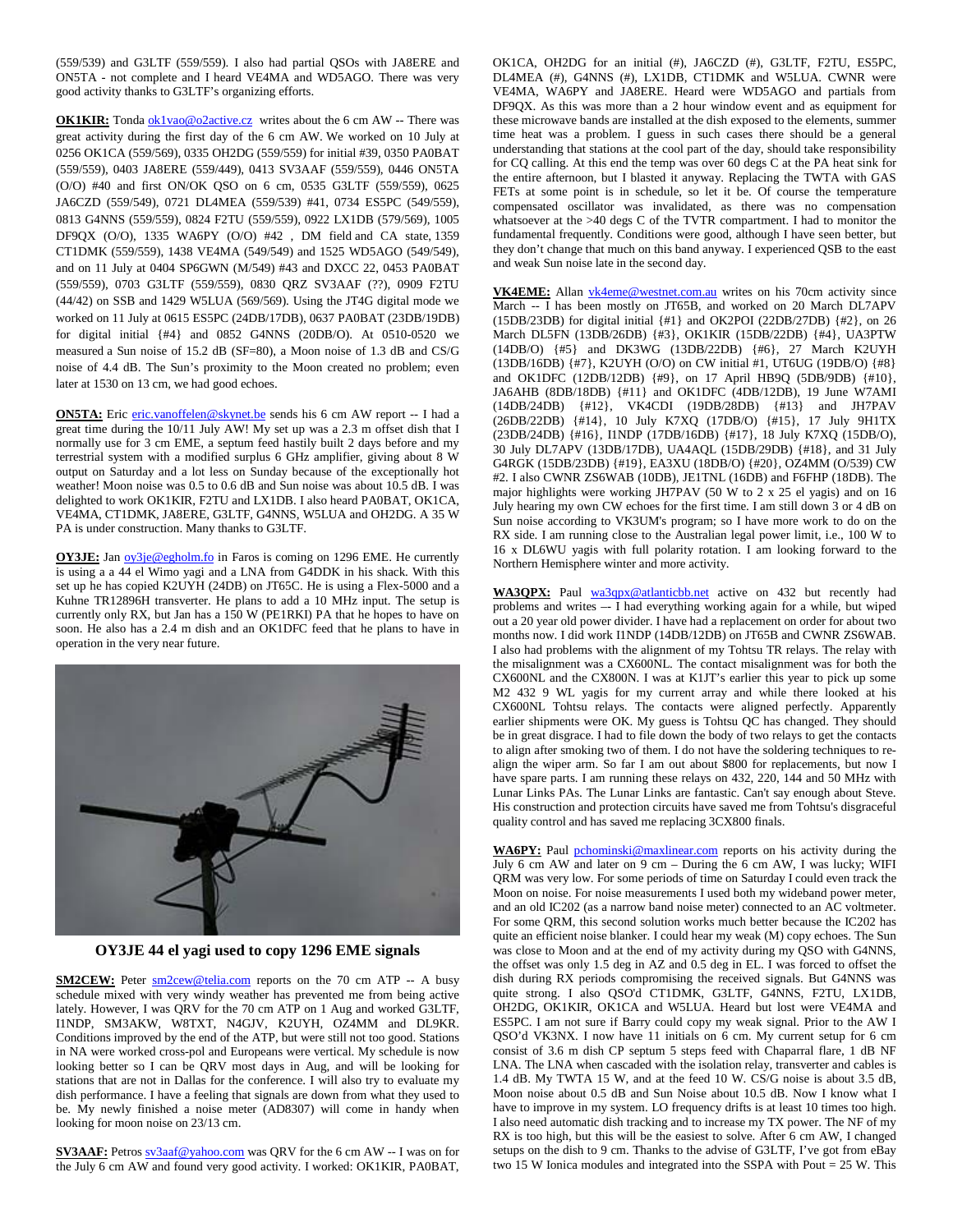(559/539) and G3LTF (559/559). I also had partial QSOs with JA8ERE and ON5TA - not complete and I heard VE4MA and WD5AGO. There was very good activity thanks to G3LTF's organizing efforts.

**OK1KIR:** Tonda ok1vao@o2active.cz writes about the 6 cm AW -- There was great activity during the first day of the 6 cm AW. We worked on 10 July at 0256 OK1CA (559/569), 0335 OH2DG (559/559) for initial #39, 0350 PA0BAT (559/559), 0403 JA8ERE (559/449), 0413 SV3AAF (559/559), 0446 ON5TA (O/O) #40 and first ON/OK QSO on 6 cm, 0535 G3LTF (559/559), 0625 JA6CZD (559/549), 0721 DL4MEA (559/539) #41, 0734 ES5PC (549/559), 0813 G4NNS (559/559), 0824 F2TU (559/559), 0922 LX1DB (579/569), 1005 DF9QX (O/O), 1335 WA6PY (O/O) #42 , DM field and CA state, 1359 CT1DMK (559/559), 1438 VE4MA (549/549) and 1525 WD5AGO (549/549), and on 11 July at 0404 SP6GWN (M/549) #43 and DXCC 22, 0453 PA0BAT (559/559), 0703 G3LTF (559/559), 0830 QRZ SV3AAF (??), 0909 F2TU (44/42) on SSB and 1429 W5LUA (569/569). Using the JT4G digital mode we worked on 11 July at 0615 ES5PC (24DB/17DB), 0637 PA0BAT (23DB/19DB) for digital initial {#4} and 0852 G4NNS (20DB/O). At 0510-0520 we measured a Sun noise of 15.2 dB (SF=80), a Moon noise of 1.3 dB and CS/G noise of 4.4 dB. The Sun's proximity to the Moon created no problem; even later at 1530 on 13 cm, we had good echoes.

**ON5TA:** Eric eric.vanoffelen@skynet.be sends his 6 cm AW report -- I had a great time during the 10/11 July AW! My set up was a 2.3 m offset dish that I normally use for 3 cm EME, a septum feed hastily built 2 days before and my terrestrial system with a modified surplus 6 GHz amplifier, giving about 8 W output on Saturday and a lot less on Sunday because of the exceptionally hot weather! Moon noise was 0.5 to 0.6 dB and Sun noise was about 10.5 dB. I was delighted to work OK1KIR, F2TU and LX1DB. I also heard PA0BAT, OK1CA, VE4MA, CT1DMK, JA8ERE, G3LTF, G4NNS, W5LUA and OH2DG. A 35 W PA is under construction. Many thanks to G3LTF.

**OY3JE:** Jan oy3je@egholm.fo in Faros is coming on 1296 EME. He currently is using a a 44 el Wimo yagi and a LNA from G4DDK in his shack. With this set up he has copied K2UYH (24DB) on JT65C. He is using a Flex-5000 and a Kuhne TR12896H transverter. He plans to add a 10 MHz input. The setup is currently only RX, but Jan has a 150 W (PE1RKI) PA that he hopes to have on soon. He also has a 2.4 m dish and an OK1DFC feed that he plans to have in operation in the very near future.

**OY3JE 44 el yagi used to copy 1296 EME signals**

**SM2CEW:** Peter sm2cew@telia.com reports on the 70 cm ATP -- A busy schedule mixed with very windy weather has prevented me from being active lately. However, I was QRV for the 70 cm ATP on 1 Aug and worked G3LTF, I1NDP, SM3AKW, W8TXT, N4GJV, K2UYH, OZ4MM and DL9KR. Conditions improved by the end of the ATP, but were still not too good. Stations in NA were worked cross-pol and Europeans were vertical. My schedule is now looking better so I can be QRV most days in Aug, and will be looking for stations that are not in Dallas for the conference. I will also try to evaluate my dish performance. I have a feeling that signals are down from what they used to be. My newly finished a noise meter (AD8307) will come in handy when looking for moon noise on 23/13 cm.

**SV3AAF:** Petros sv3aaf@yahoo.com was QRV for the 6 cm AW -- I was on for the July 6 cm AW and found very good activity. I worked: OK1KIR, PA0BAT, OK1CA, OH2DG for an initial (#), JA6CZD (#), G3LTF, F2TU, ES5PC, DL4MEA (#), G4NNS (#), LX1DB, CT1DMK and W5LUA. CWNR were VE4MA, WA6PY and JA8ERE. Heard were WD5AGO and partials from DF9QX. As this was more than a 2 hour window event and as equipment for these microwave bands are installed at the dish exposed to the elements, summer time heat was a problem. I guess in such cases there should be a general understanding that stations at the cool part of the day, should take responsibility for CQ calling. At this end the temp was over 60 degs C at the PA heat sink for the entire afternoon, but I blasted it anyway. Replacing the TWTA with GAS FETs at some point is in schedule, so let it be. Of course the temperature compensated oscillator was invalidated, as there was no compensation whatsoever at the >40 degs C of the TVTR compartment. I had to monitor the fundamental frequently. Conditions were good, although I have seen better, but they don't change that much on this band anyway. I experienced QSB to the east and weak Sun noise late in the second day.

**VK4EME:** Allan vk4eme@westnet.com.au writes on his 70cm activity since March -- I has been mostly on JT65B, and worked on 20 March DL7APV (15DB/23DB) for digital initial {#1} and OK2POI (22DB/27DB) {#2}, on 26 March DL5FN (13DB/26DB) {#3}, OK1KIR (15DB/22DB) {#4}, UA3PTW (14DB/O) {#5} and DK3WG (13DB/22DB) {#6}, 27 March K2UYH (13DB/16DB) {#7}, K2UYH (O/O) on CW initial #1, UT6UG (19DB/O) {#8} and OK1DFC (12DB/12DB) {#9}, on 17 April HB9Q (5DB/9DB) {#10}, JA6AHB (8DB/18DB) {#11} and OK1DFC (4DB/12DB), 19 June W7AMI (14DB/24DB) {#12}, VK4CDI (19DB/28DB) {#13} and JH7PAV (26DB/22DB) {#14}, 10 July K7XQ (17DB/O) {#15}, 17 July 9H1TX (23DB/24DB) {#16}, I1NDP (17DB/16DB) {#17}, 18 July K7XQ (15DB/O), 30 July DL7APV (13DB/17DB), UA4AQL (15DB/29DB) {#18}, and 31 July G4RGK (15DB/23DB) {#19}, EA3XU (18DB/O) {#20}, OZ4MM (O/539) CW #2. I also CWNR ZS6WAB (10DB), JE1TNL (16DB) and F6FHP (18DB). The major highlights were working JH7PAV (50 W to 2 x 25 el yagis) and on 16 July hearing my own CW echoes for the first time. I am still down 3 or 4 dB on Sun noise according to VK3UM's program; so I have more work to do on the RX side. I am running close to the Australian legal power limit, i.e., 100 W to 16 x DL6WU yagis with full polarity rotation. I am looking forward to the Northern Hemisphere winter and more activity.

**WA3QPX:** Paul wa3qpx@atlanticbb.net active on 432 but recently had problems and writes –- I had everything working again for a while, but wiped out a 20 year old power divider. I have had a replacement on order for about two months now. I did work I1NDP (14DB/12DB) on JT65B and CWNR ZS6WAB. I also had problems with the alignment of my Tohtsu TR relays. The relay with the misalignment was a CX600NL. The contact misalignment was for both the CX600NL and the CX800N. I was at K1JT's earlier this year to pick up some M2 432 9 WL yagis for my current array and while there looked at his CX600NL Tohtsu relays. The contacts were aligned perfectly. Apparently earlier shipments were OK. My guess is Tohtsu QC has changed. They should be in great disgrace. I had to file down the body of two relays to get the contacts to align after smoking two of them. I do not have the soldering techniques to re-align the wiper arm. So far I am out about $800 for replacements, but now I have spare parts. I am running these relays on 432, 220, 144 and 50 MHz with Lunar Links PAs. The Lunar Links are fantastic. Can't say enough about Steve. His construction and protection circuits have saved me from Tohtsu's disgraceful quality control and has saved me replacing 3CX800 finals.

**WA6PY:** Paul pchominski@maxlinear.com reports on his activity during the July 6 cm AW and later on 9 cm – During the 6 cm AW, I was lucky; WIFI QRM was very low. For some periods of time on Saturday I could even track the Moon on noise. For noise measurements I used both my wideband power meter, and an old IC202 (as a narrow band noise meter) connected to an AC voltmeter. For some QRM, this second solution works much better because the IC202 has quite an efficient noise blanker. I could hear my weak (M) copy echoes. The Sun was close to Moon and at the end of my activity during my QSO with G4NNS, the offset was only 1.5 deg in AZ and 0.5 deg in EL. I was forced to offset the dish during RX periods compromising the received signals. But G4NNS was quite strong. I also QSO'd CT1DMK, G3LTF, G4NNS, F2TU, LX1DB, OH2DG, OK1KIR, OK1CA and W5LUA. Heard but lost were VE4MA and ES5PC. I am not sure if Barry could copy my weak signal. Prior to the AW I QSO'd VK3NX. I now have 11 initials on 6 cm. My current setup for 6 cm consist of 3.6 m dish CP septum 5 steps feed with Chaparral flare, 1 dB NF LNA. The LNA when cascaded with the isolation relay, transverter and cables is 1.4 dB. My TWTA 15 W, and at the feed 10 W. CS/G noise is about 3.5 dB, Moon noise about 0.5 dB and Sun Noise about 10.5 dB. Now I know what I have to improve in my system. LO frequency drifts is at least 10 times too high. I also need automatic dish tracking and to increase my TX power. The NF of my RX is too high, but this will be the easiest to solve. After 6 cm AW, I changed setups on the dish to 9 cm. Thanks to the advise of G3LTF, I've got from eBay two 15 W Ionica modules and integrated into the SSPA with Pout = 25 W. This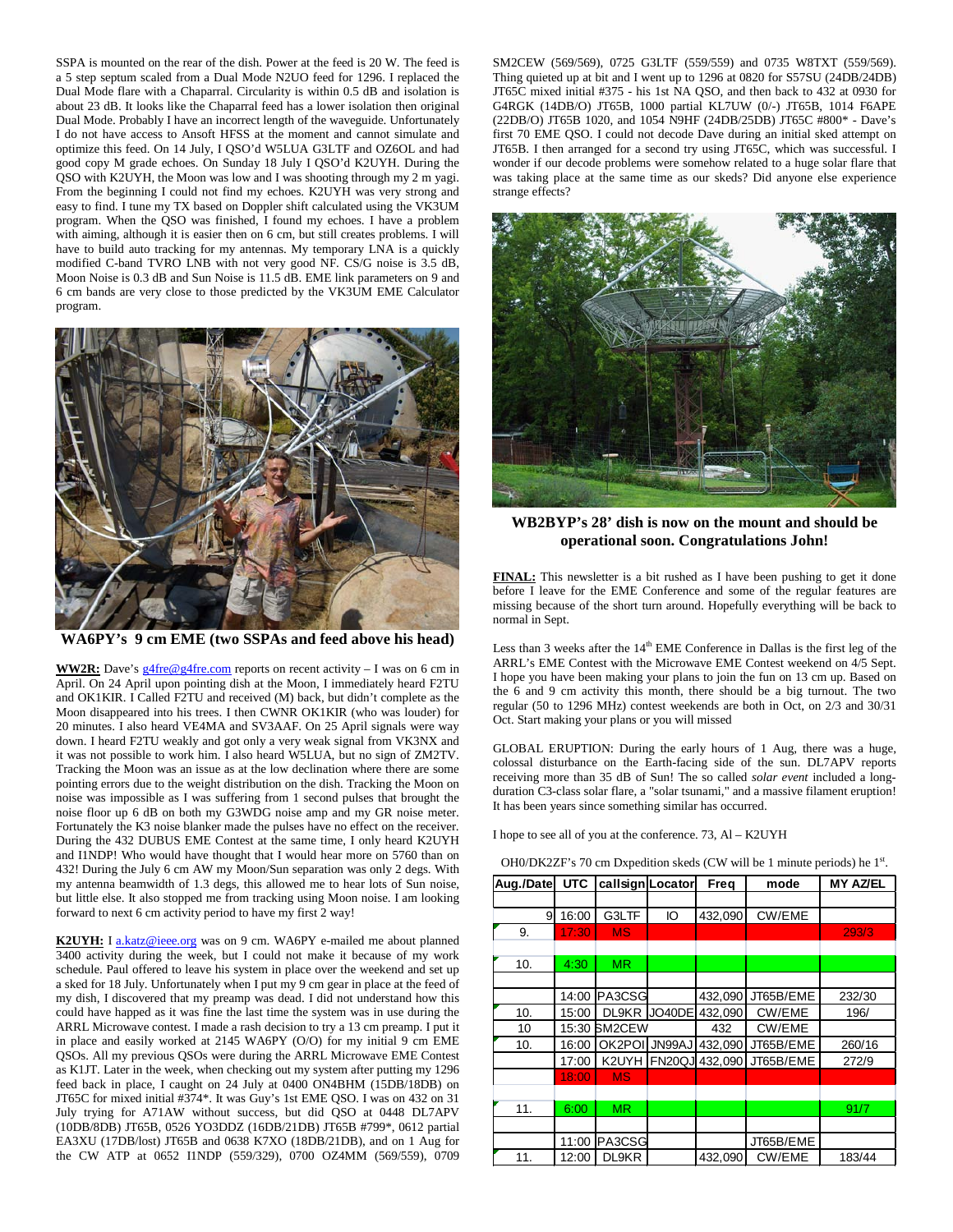SSPA is mounted on the rear of the dish. Power at the feed is 20 W. The feed is a 5 step septum scaled from a Dual Mode N2UO feed for 1296. I replaced the Dual Mode flare with a Chaparral. Circularity is within 0.5 dB and isolation is about 23 dB. It looks like the Chaparral feed has a lower isolation then original Dual Mode. Probably I have an incorrect length of the waveguide. Unfortunately I do not have access to Ansoft HFSS at the moment and cannot simulate and optimize this feed. On 14 July, I QSO'd W5LUA G3LTF and OZ6OL and had good copy M grade echoes. On Sunday 18 July I QSO'd K2UYH. During the QSO with K2UYH, the Moon was low and I was shooting through my 2 m yagi. From the beginning I could not find my echoes. K2UYH was very strong and easy to find. I tune my TX based on Doppler shift calculated using the VK3UM program. When the QSO was finished, I found my echoes. I have a problem with aiming, although it is easier then on 6 cm, but still creates problems. I will have to build auto tracking for my antennas. My temporary LNA is a quickly modified C-band TVRO LNB with not very good NF. CS/G noise is 3.5 dB, Moon Noise is 0.3 dB and Sun Noise is 11.5 dB. EME link parameters on 9 and 6 cm bands are very close to those predicted by the VK3UM EME Calculator program.

**WA6PY's 9 cm EME (two SSPAs and feed above his head)**

**WW2R:** Dave's g4fre@g4fre.com reports on recent activity – I was on 6 cm in April. On 24 April upon pointing dish at the Moon, I immediately heard F2TU and OK1KIR. I Called F2TU and received (M) back, but didn't complete as the Moon disappeared into his trees. I then CWNR OK1KIR (who was louder) for 20 minutes. I also heard VE4MA and SV3AAF. On 25 April signals were way down. I heard F2TU weakly and got only a very weak signal from VK3NX and it was not possible to work him. I also heard W5LUA, but no sign of ZM2TV. Tracking the Moon was an issue as at the low declination where there are some pointing errors due to the weight distribution on the dish. Tracking the Moon on noise was impossible as I was suffering from 1 second pulses that brought the noise floor up 6 dB on both my G3WDG noise amp and my GR noise meter. Fortunately the K3 noise blanker made the pulses have no effect on the receiver. During the 432 DUBUS EME Contest at the same time, I only heard K2UYH and I1NDP! Who would have thought that I would hear more on 5760 than on 432! During the July 6 cm AW my Moon/Sun separation was only 2 degs. With my antenna beamwidth of 1.3 degs, this allowed me to hear lots of Sun noise, but little else. It also stopped me from tracking using Moon noise. I am looking forward to next 6 cm activity period to have my first 2 way!

**K2UYH:** I a.katz@ieee.org was on 9 cm. WA6PY e-mailed me about planned 3400 activity during the week, but I could not make it because of my work schedule. Paul offered to leave his system in place over the weekend and set up a sked for 18 July. Unfortunately when I put my 9 cm gear in place at the feed of my dish, I discovered that my preamp was dead. I did not understand how this could have happed as it was fine the last time the system was in use during the ARRL Microwave contest. I made a rash decision to try a 13 cm preamp. It put it in place and easily worked at 2145 WA6PY (O/O) for my initial 9 cm EME QSOs. All my previous QSOs were during the ARRL Microwave EME Contest as K1JT. Later in the week, when checking out my system after putting my 1296 feed back in place, I caught on 24 July at 0400 ON4BHM (15DB/18DB) on JT65C for mixed initial #374*. It was Guy's 1st EME QSO. I was on 432 on 31 July trying for A71AW without success, but did QSO at 0448 DL7APV (10DB/8DB) JT65B, 0526 YO3DDZ (16DB/21DB) JT65B #799*, 0612 partial EA3XU (17DB/lost) JT65B and 0638 K7XO (18DB/21DB), and on 1 Aug for the CW ATP at 0652 I1NDP (559/329), 0700 OZ4MM (569/559), 0709 SM2CEW (569/569), 0725 G3LTF (559/559) and 0735 W8TXT (559/569). Thing quieted up at bit and I went up to 1296 at 0820 for S57SU (24DB/24DB) JT65C mixed initial #375 - his 1st NA QSO, and then back to 432 at 0930 for G4RGK (14DB/O) JT65B, 1000 partial KL7UW (0/-) JT65B, 1014 F6APE (22DB/O) JT65B 1020, and 1054 N9HF (24DB/25DB) JT65C #800* - Dave's first 70 EME QSO. I could not decode Dave during an initial sked attempt on JT65B. I then arranged for a second try using JT65C, which was successful. I wonder if our decode problems were somehow related to a huge solar flare that was taking place at the same time as our skeds? Did anyone else experience strange effects?

**WB2BYP's 28' dish is now on the mount and should be operational soon. Congratulations John!**

**FINAL:** This newsletter is a bit rushed as I have been pushing to get it done before I leave for the EME Conference and some of the regular features are missing because of the short turn around. Hopefully everything will be back to normal in Sept.

Less than 3 weeks after the 14th EME Conference in Dallas is the first leg of the ARRL's EME Contest with the Microwave EME Contest weekend on 4/5 Sept. I hope you have been making your plans to join the fun on 13 cm up. Based on the 6 and 9 cm activity this month, there should be a big turnout. The two regular (50 to 1296 MHz) contest weekends are both in Oct, on 2/3 and 30/31 Oct. Start making your plans or you will missed

GLOBAL ERUPTION: During the early hours of 1 Aug, there was a huge, colossal disturbance on the Earth-facing side of the sun. DL7APV reports receiving more than 35 dB of Sun! The so called *solar event* included a long-duration C3-class solar flare, a "solar tsunami," and a massive filament eruption! It has been years since something similar has occurred.

I hope to see all of you at the conference. 73, Al – K2UYH

OH0/DK2ZF's 70 cm Dxpedition skeds (CW will be 1 minute periods) he 1st.

| Aug./Date | UTC | callsign | Locator | Freq | mode | MY AZ/EL |
|---|---|---|---|---|---|---|
| | | | | | | |
| 9 | 16:00 | G3LTF | IO | 432,090 | CW/EME | |
| 9. | 17:30 | MS | | | | 293/3 |
| | | | | | | |
| 10. | 4:30 | MR | | | | |
| | | | | | | |
| | 14:00 | PA3CSG | | 432,090 | JT65B/EME | 232/30 |
| 10. | 15:00 | DL9KR | JO40DE | 432,090 | CW/EME | 196/ |
| 10 | 15:30 | SM2CEW | | 432 | CW/EME | |
| 10. | 16:00 | OK2POI | JN99AJ | 432,090 | JT65B/EME | 260/16 |
| | 17:00 | K2UYH | FN20QJ | 432,090 | JT65B/EME | 272/9 |
| | 18:00 | MS | | | | |
| | | | | | | |
| 11. | 6:00 | MR | | | | 91/7 |
| | | | | | | |
| | 11:00 | PA3CSG | | | JT65B/EME | |
| 11. | 12:00 | DL9KR | | 432,090 | CW/EME | 183/44 |